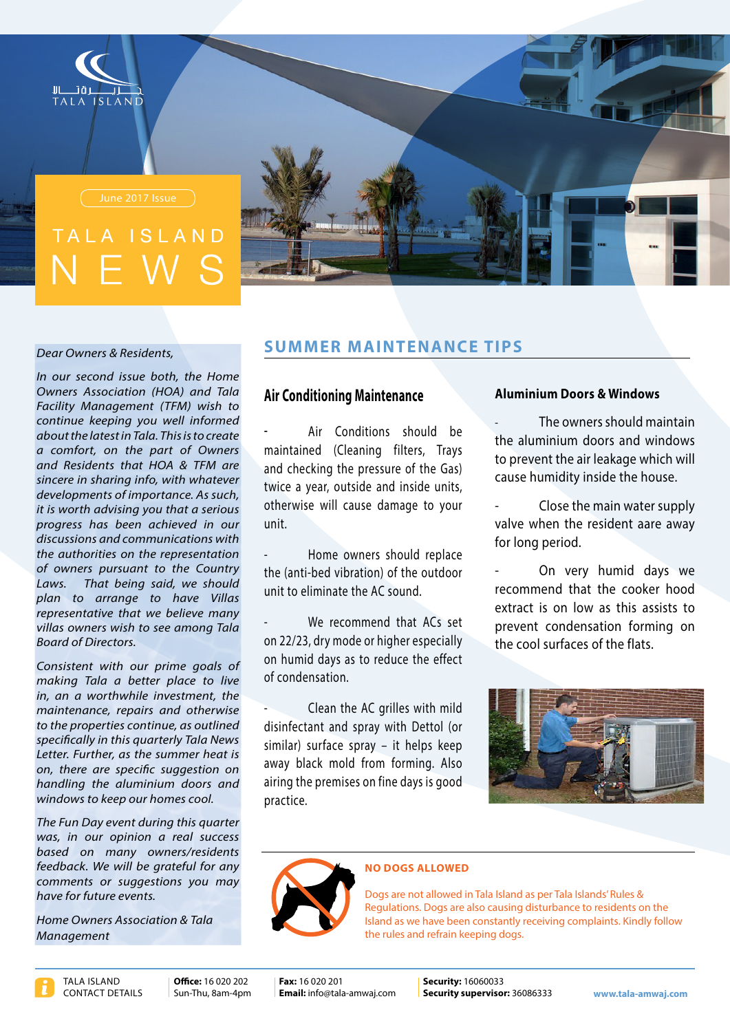TALA ISLAND

June 2017 Issue

# TALA ISLAND NEWS

*Dear Owners & Residents,*

*In our second issue both, the Home Owners Association (HOA) and Tala Facility Management (TFM) wish to continue keeping you well informed about the latest in Tala. This is to create a comfort, on the part of Owners and Residents that HOA & TFM are sincere in sharing info, with whatever developments of importance. As such, it is worth advising you that a serious progress has been achieved in our discussions and communications with the authorities on the representation of owners pursuant to the Country Laws. That being said, we should plan to arrange to have Villas representative that we believe many villas owners wish to see among Tala Board of Directors.*

*Consistent with our prime goals of making Tala a better place to live in, an a worthwhile investment, the maintenance, repairs and otherwise to the properties continue, as outlined specifically in this quarterly Tala News Letter. Further, as the summer heat is on, there are specific suggestion on handling the aluminium doors and windows to keep our homes cool.*

*The Fun Day event during this quarter was, in our opinion a real success based on many owners/residents feedback. We will be grateful for any comments or suggestions you may have for future events.*

*Home Owners Association & Tala Management*

## SUMMER MAINTENANCE TIPS

### Air Conditioning Maintenance

- Air Conditions should be maintained (Cleaning filters, Trays and checking the pressure of the Gas) twice a year, outside and inside units, otherwise will cause damage to your unit.

- Home owners should replace the (anti-bed vibration) of the outdoor unit to eliminate the AC sound.

- We recommend that ACs set on 22/23, dry mode or higher especially on humid days as to reduce the effect of condensation.

- Clean the AC grilles with mild disinfectant and spray with Dettol (or similar) surface spray – it helps keep away black mold from forming. Also airing the premises on fine days is good practice.

### Aluminium Doors & Windows

- The owners should maintain the aluminium doors and windows to prevent the air leakage which will cause humidity inside the house.

- Close the main water supply valve when the resident aare away for long period.

- On very humid days we recommend that the cooker hood extract is on low as this assists to prevent condensation forming on the cool surfaces of the flats.

### NO DOGS ALLOWED

Dogs are not allowed in Tala Island as per Tala Islands' Rules & Regulations. Dogs are also causing disturbance to residents on the Island as we have been constantly receiving complaints. Kindly follow the rules and refrain keeping dogs.

TALA ISLAND CONTACT DETAILS | **Office:** 16 020 202, Sun-Thu, 8am-4pm | **Fax:** 16 020 201 | **Email:** info@tala-amwaj.com | **Security:** 16060033 | **Security supervisor:** 36086333 | www.tala-amwaj.com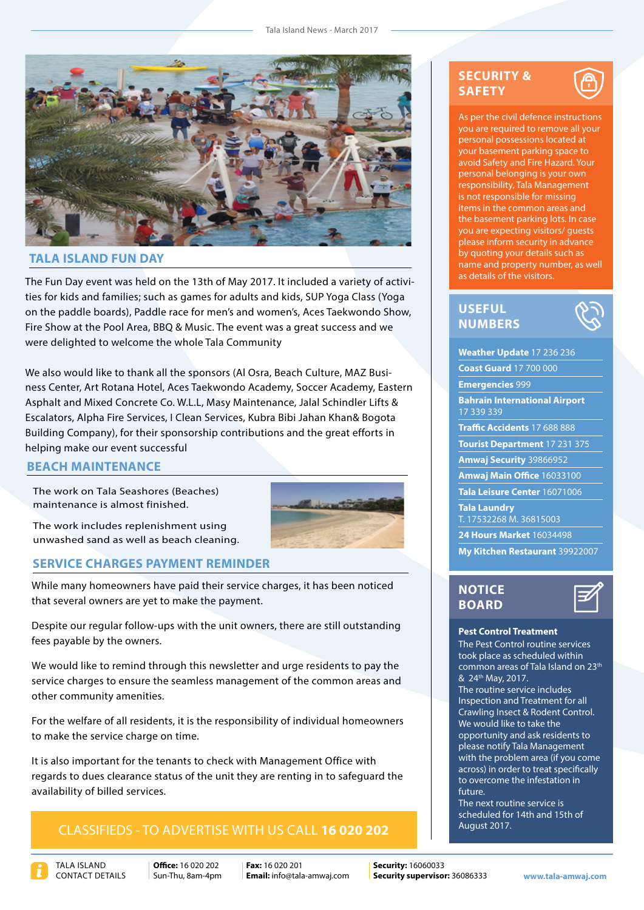## TALA ISLAND FUN DAY

The Fun Day event was held on the 13th of May 2017. It included a variety of activities for kids and families; such as games for adults and kids, SUP Yoga Class (Yoga on the paddle boards), Paddle race for men's and women's, Aces Taekwondo Show, Fire Show at the Pool Area, BBQ & Music. The event was a great success and we were delighted to welcome the whole Tala Community

We also would like to thank all the sponsors (Al Osra, Beach Culture, MAZ Business Center, Art Rotana Hotel, Aces Taekwondo Academy, Soccer Academy, Eastern Asphalt and Mixed Concrete Co. W.L.L, Masy Maintenance, Jalal Schindler Lifts & Escalators, Alpha Fire Services, I Clean Services, Kubra Bibi Jahan Khan& Bogota Building Company), for their sponsorship contributions and the great efforts in helping make our event successful

## BEACH MAINTENANCE

The work on Tala Seashores (Beaches) maintenance is almost finished.

The work includes replenishment using unwashed sand as well as beach cleaning.

## SERVICE CHARGES PAYMENT REMINDER

While many homeowners have paid their service charges, it has been noticed that several owners are yet to make the payment.

Despite our regular follow-ups with the unit owners, there are still outstanding fees payable by the owners.

We would like to remind through this newsletter and urge residents to pay the service charges to ensure the seamless management of the common areas and other community amenities.

For the welfare of all residents, it is the responsibility of individual homeowners to make the service charge on time.

It is also important for the tenants to check with Management Office with regards to dues clearance status of the unit they are renting in to safeguard the availability of billed services.

CLASSIFIEDS - TO ADVERTISE WITH US CALL **16 020 202**

## SECURITY & SAFETY

As per the civil defence instructions you are required to remove all your personal possessions located at your basement parking space to avoid Safety and Fire Hazard. Your personal belonging is your own responsibility, Tala Management is not responsible for missing items in the common areas and the basement parking lots. In case you are expecting visitors/ guests please inform security in advance by quoting your details such as name and property number, as well as details of the visitors.

## USEFUL NUMBERS

- **Weather Update** 17 236 236
- **Coast Guard** 17 700 000
- **Emergencies** 999
- **Bahrain International Airport** 17 339 339
- **Traffic Accidents** 17 688 888
- **Tourist Department** 17 231 375
- **Amwaj Security** 39866952
- **Amwaj Main Office** 16033100
- **Tala Leisure Center** 16071006
- **Tala Laundry** T. 17532268 M. 36815003
- **24 Hours Market** 16034498
- **My Kitchen Restaurant** 39922007

## NOTICE BOARD

**Pest Control Treatment**

The Pest Control routine services took place as scheduled within common areas of Tala Island on 23rd & 24th May, 2017.

The routine service includes Inspection and Treatment for all Crawling Insect & Rodent Control. We would like to take the opportunity and ask residents to please notify Tala Management with the problem area (if you come across) in order to treat specifically to overcome the infestation in future.

The next routine service is scheduled for 14th and 15th of August 2017.

TALA ISLAND CONTACT DETAILS

**Office:** 16 020 202
Sun-Thu, 8am-4pm

**Fax:** 16 020 201
**Email:** info@tala-amwaj.com

**Security:** 16060033
**Security supervisor:** 36086333

www.tala-amwaj.com